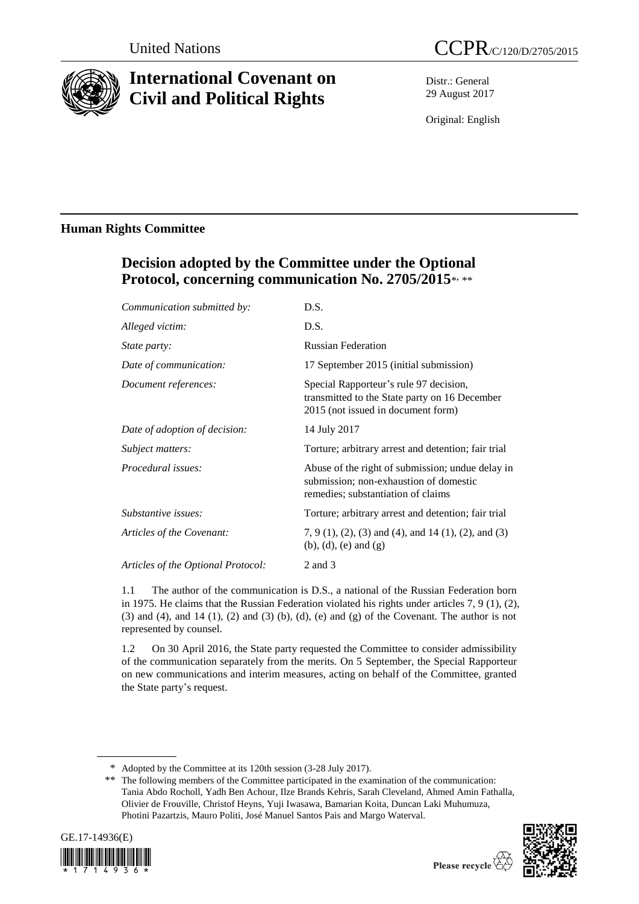United Nations CCPR/C/120/D/2705/2015

# International Covenant on Civil and Political Rights

Distr.: General
29 August 2017

Original: English

## Human Rights Committee

## Decision adopted by the Committee under the Optional Protocol, concerning communication No. 2705/2015*, **

| | |
|---|---|
| *Communication submitted by:* | D.S. |
| *Alleged victim:* | D.S. |
| *State party:* | Russian Federation |
| *Date of communication:* | 17 September 2015 (initial submission) |
| *Document references:* | Special Rapporteur's rule 97 decision, transmitted to the State party on 16 December 2015 (not issued in document form) |
| *Date of adoption of decision:* | 14 July 2017 |
| *Subject matters:* | Torture; arbitrary arrest and detention; fair trial |
| *Procedural issues:* | Abuse of the right of submission; undue delay in submission; non-exhaustion of domestic remedies; substantiation of claims |
| *Substantive issues:* | Torture; arbitrary arrest and detention; fair trial |
| *Articles of the Covenant:* | 7, 9 (1), (2), (3) and (4), and 14 (1), (2), and (3) (b), (d), (e) and (g) |
| *Articles of the Optional Protocol:* | 2 and 3 |

1.1 The author of the communication is D.S., a national of the Russian Federation born in 1975. He claims that the Russian Federation violated his rights under articles 7, 9 (1), (2), (3) and (4), and 14 (1), (2) and (3) (b), (d), (e) and (g) of the Covenant. The author is not represented by counsel.

1.2 On 30 April 2016, the State party requested the Committee to consider admissibility of the communication separately from the merits. On 5 September, the Special Rapporteur on new communications and interim measures, acting on behalf of the Committee, granted the State party's request.

\* Adopted by the Committee at its 120th session (3-28 July 2017).

\*\* The following members of the Committee participated in the examination of the communication: Tania Abdo Rocholl, Yadh Ben Achour, Ilze Brands Kehris, Sarah Cleveland, Ahmed Amin Fathalla, Olivier de Frouville, Christof Heyns, Yuji Iwasawa, Bamarian Koita, Duncan Laki Muhumuza, Photini Pazartzis, Mauro Politi, José Manuel Santos Pais and Margo Waterval.

GE.17-14936(E)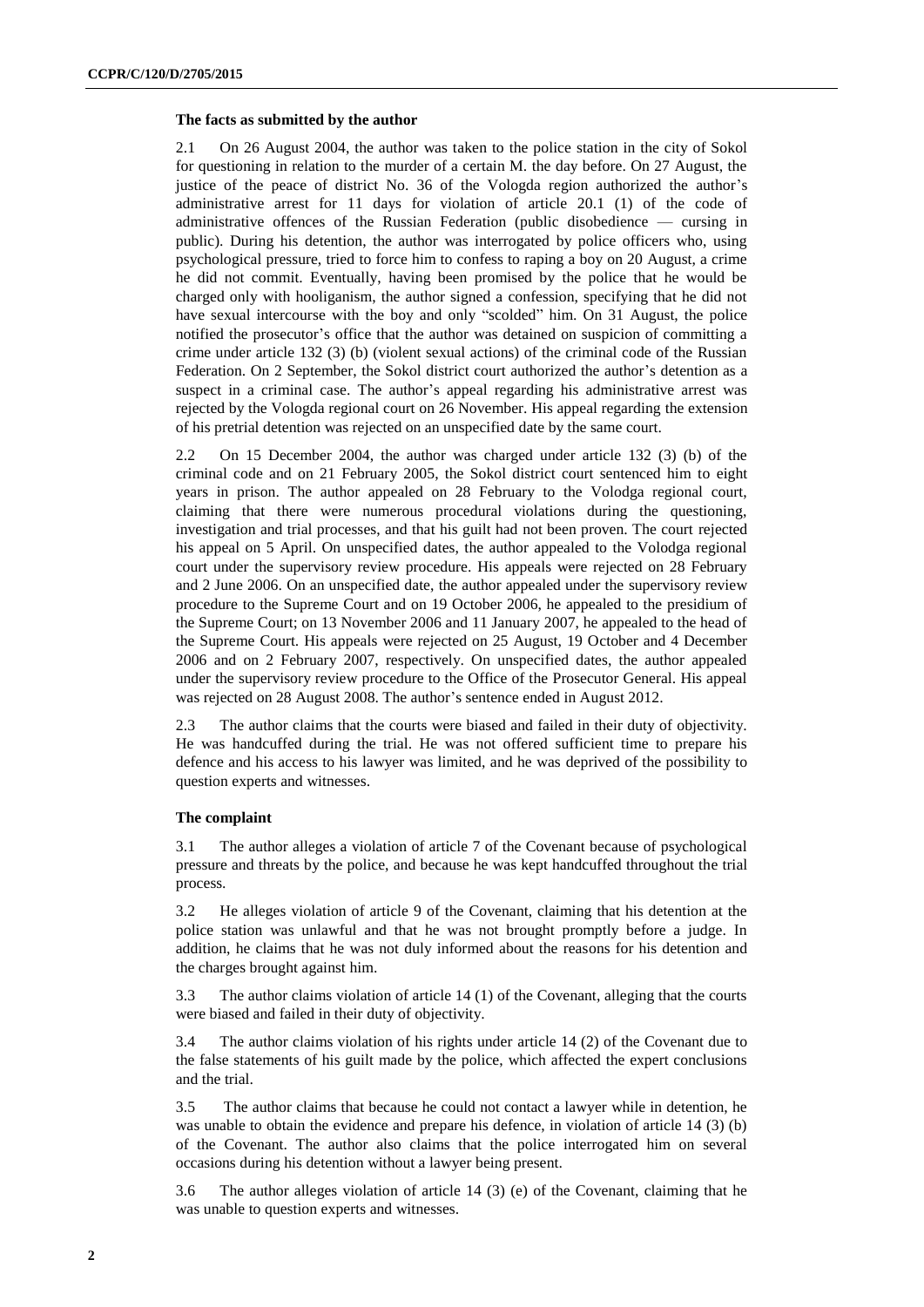### The facts as submitted by the author

2.1 On 26 August 2004, the author was taken to the police station in the city of Sokol for questioning in relation to the murder of a certain M. the day before. On 27 August, the justice of the peace of district No. 36 of the Vologda region authorized the author's administrative arrest for 11 days for violation of article 20.1 (1) of the code of administrative offences of the Russian Federation (public disobedience — cursing in public). During his detention, the author was interrogated by police officers who, using psychological pressure, tried to force him to confess to raping a boy on 20 August, a crime he did not commit. Eventually, having been promised by the police that he would be charged only with hooliganism, the author signed a confession, specifying that he did not have sexual intercourse with the boy and only "scolded" him. On 31 August, the police notified the prosecutor's office that the author was detained on suspicion of committing a crime under article 132 (3) (b) (violent sexual actions) of the criminal code of the Russian Federation. On 2 September, the Sokol district court authorized the author's detention as a suspect in a criminal case. The author's appeal regarding his administrative arrest was rejected by the Vologda regional court on 26 November. His appeal regarding the extension of his pretrial detention was rejected on an unspecified date by the same court.

2.2 On 15 December 2004, the author was charged under article 132 (3) (b) of the criminal code and on 21 February 2005, the Sokol district court sentenced him to eight years in prison. The author appealed on 28 February to the Volodga regional court, claiming that there were numerous procedural violations during the questioning, investigation and trial processes, and that his guilt had not been proven. The court rejected his appeal on 5 April. On unspecified dates, the author appealed to the Volodga regional court under the supervisory review procedure. His appeals were rejected on 28 February and 2 June 2006. On an unspecified date, the author appealed under the supervisory review procedure to the Supreme Court and on 19 October 2006, he appealed to the presidium of the Supreme Court; on 13 November 2006 and 11 January 2007, he appealed to the head of the Supreme Court. His appeals were rejected on 25 August, 19 October and 4 December 2006 and on 2 February 2007, respectively. On unspecified dates, the author appealed under the supervisory review procedure to the Office of the Prosecutor General. His appeal was rejected on 28 August 2008. The author's sentence ended in August 2012.

2.3 The author claims that the courts were biased and failed in their duty of objectivity. He was handcuffed during the trial. He was not offered sufficient time to prepare his defence and his access to his lawyer was limited, and he was deprived of the possibility to question experts and witnesses.

### The complaint

3.1 The author alleges a violation of article 7 of the Covenant because of psychological pressure and threats by the police, and because he was kept handcuffed throughout the trial process.

3.2 He alleges violation of article 9 of the Covenant, claiming that his detention at the police station was unlawful and that he was not brought promptly before a judge. In addition, he claims that he was not duly informed about the reasons for his detention and the charges brought against him.

3.3 The author claims violation of article 14 (1) of the Covenant, alleging that the courts were biased and failed in their duty of objectivity.

3.4 The author claims violation of his rights under article 14 (2) of the Covenant due to the false statements of his guilt made by the police, which affected the expert conclusions and the trial.

3.5 The author claims that because he could not contact a lawyer while in detention, he was unable to obtain the evidence and prepare his defence, in violation of article 14 (3) (b) of the Covenant. The author also claims that the police interrogated him on several occasions during his detention without a lawyer being present.

3.6 The author alleges violation of article 14 (3) (e) of the Covenant, claiming that he was unable to question experts and witnesses.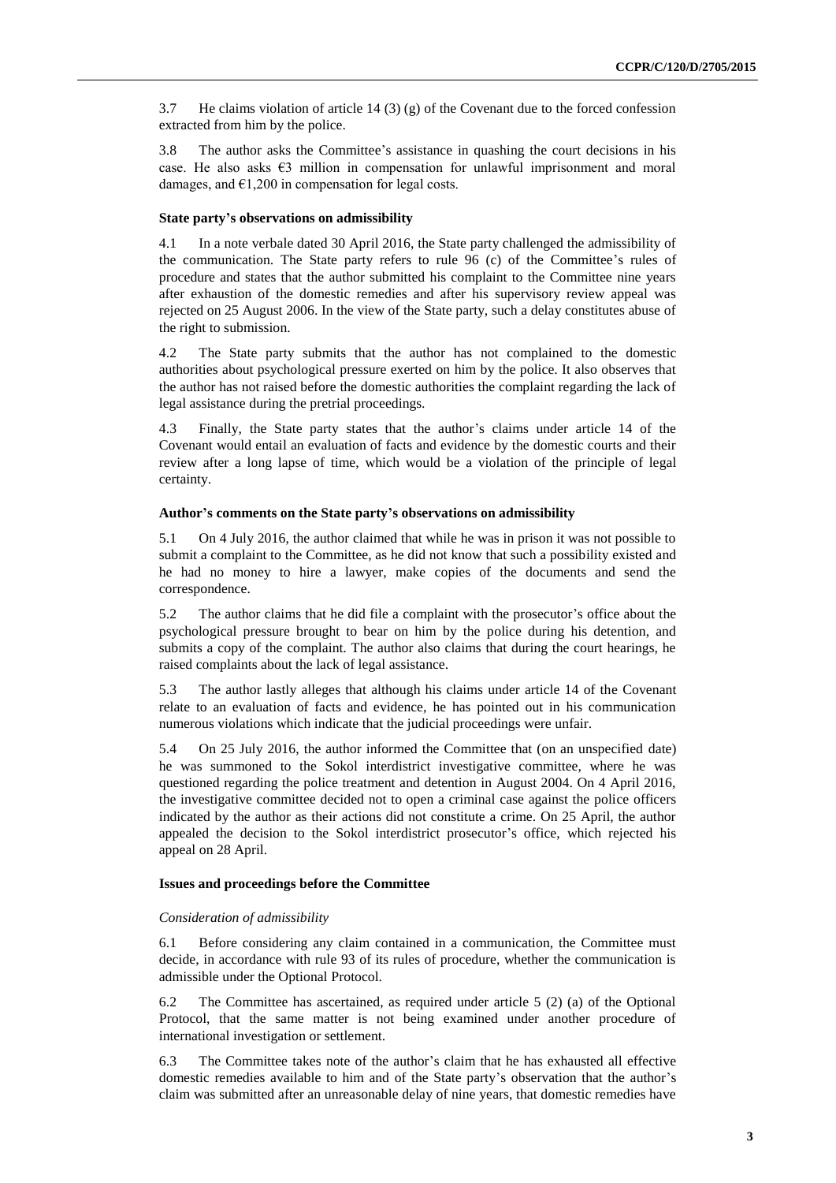3.7 He claims violation of article 14 (3) (g) of the Covenant due to the forced confession extracted from him by the police.

3.8 The author asks the Committee's assistance in quashing the court decisions in his case. He also asks €3 million in compensation for unlawful imprisonment and moral damages, and €1,200 in compensation for legal costs.

### State party's observations on admissibility

4.1 In a note verbale dated 30 April 2016, the State party challenged the admissibility of the communication. The State party refers to rule 96 (c) of the Committee's rules of procedure and states that the author submitted his complaint to the Committee nine years after exhaustion of the domestic remedies and after his supervisory review appeal was rejected on 25 August 2006. In the view of the State party, such a delay constitutes abuse of the right to submission.

4.2 The State party submits that the author has not complained to the domestic authorities about psychological pressure exerted on him by the police. It also observes that the author has not raised before the domestic authorities the complaint regarding the lack of legal assistance during the pretrial proceedings.

4.3 Finally, the State party states that the author's claims under article 14 of the Covenant would entail an evaluation of facts and evidence by the domestic courts and their review after a long lapse of time, which would be a violation of the principle of legal certainty.

### Author's comments on the State party's observations on admissibility

5.1 On 4 July 2016, the author claimed that while he was in prison it was not possible to submit a complaint to the Committee, as he did not know that such a possibility existed and he had no money to hire a lawyer, make copies of the documents and send the correspondence.

5.2 The author claims that he did file a complaint with the prosecutor's office about the psychological pressure brought to bear on him by the police during his detention, and submits a copy of the complaint. The author also claims that during the court hearings, he raised complaints about the lack of legal assistance.

5.3 The author lastly alleges that although his claims under article 14 of the Covenant relate to an evaluation of facts and evidence, he has pointed out in his communication numerous violations which indicate that the judicial proceedings were unfair.

5.4 On 25 July 2016, the author informed the Committee that (on an unspecified date) he was summoned to the Sokol interdistrict investigative committee, where he was questioned regarding the police treatment and detention in August 2004. On 4 April 2016, the investigative committee decided not to open a criminal case against the police officers indicated by the author as their actions did not constitute a crime. On 25 April, the author appealed the decision to the Sokol interdistrict prosecutor's office, which rejected his appeal on 28 April.

### Issues and proceedings before the Committee

*Consideration of admissibility*

6.1 Before considering any claim contained in a communication, the Committee must decide, in accordance with rule 93 of its rules of procedure, whether the communication is admissible under the Optional Protocol.

6.2 The Committee has ascertained, as required under article 5 (2) (a) of the Optional Protocol, that the same matter is not being examined under another procedure of international investigation or settlement.

6.3 The Committee takes note of the author's claim that he has exhausted all effective domestic remedies available to him and of the State party's observation that the author's claim was submitted after an unreasonable delay of nine years, that domestic remedies have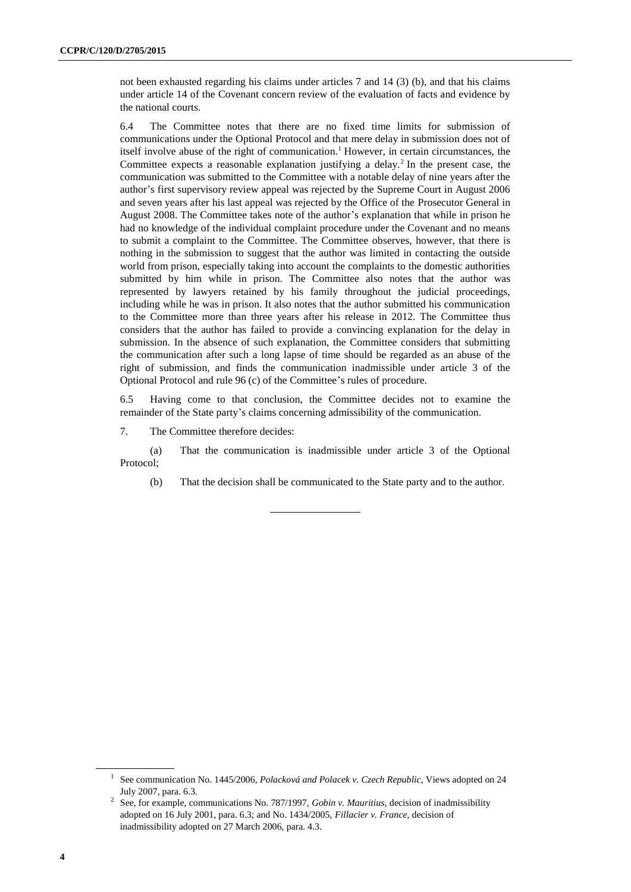not been exhausted regarding his claims under articles 7 and 14 (3) (b), and that his claims under article 14 of the Covenant concern review of the evaluation of facts and evidence by the national courts.

6.4 The Committee notes that there are no fixed time limits for submission of communications under the Optional Protocol and that mere delay in submission does not of itself involve abuse of the right of communication.[1] However, in certain circumstances, the Committee expects a reasonable explanation justifying a delay.[2] In the present case, the communication was submitted to the Committee with a notable delay of nine years after the author's first supervisory review appeal was rejected by the Supreme Court in August 2006 and seven years after his last appeal was rejected by the Office of the Prosecutor General in August 2008. The Committee takes note of the author's explanation that while in prison he had no knowledge of the individual complaint procedure under the Covenant and no means to submit a complaint to the Committee. The Committee observes, however, that there is nothing in the submission to suggest that the author was limited in contacting the outside world from prison, especially taking into account the complaints to the domestic authorities submitted by him while in prison. The Committee also notes that the author was represented by lawyers retained by his family throughout the judicial proceedings, including while he was in prison. It also notes that the author submitted his communication to the Committee more than three years after his release in 2012. The Committee thus considers that the author has failed to provide a convincing explanation for the delay in submission. In the absence of such explanation, the Committee considers that submitting the communication after such a long lapse of time should be regarded as an abuse of the right of submission, and finds the communication inadmissible under article 3 of the Optional Protocol and rule 96 (c) of the Committee's rules of procedure.

6.5 Having come to that conclusion, the Committee decides not to examine the remainder of the State party's claims concerning admissibility of the communication.

7. The Committee therefore decides:

(a) That the communication is inadmissible under article 3 of the Optional Protocol;

(b) That the decision shall be communicated to the State party and to the author.

---

[1] See communication No. 1445/2006, *Polacková and Polacek v. Czech Republic*, Views adopted on 24 July 2007, para. 6.3.

[2] See, for example, communications No. 787/1997, *Gobin v. Mauritius*, decision of inadmissibility adopted on 16 July 2001, para. 6.3; and No. 1434/2005, *Fillacier v. France*, decision of inadmissibility adopted on 27 March 2006, para. 4.3.